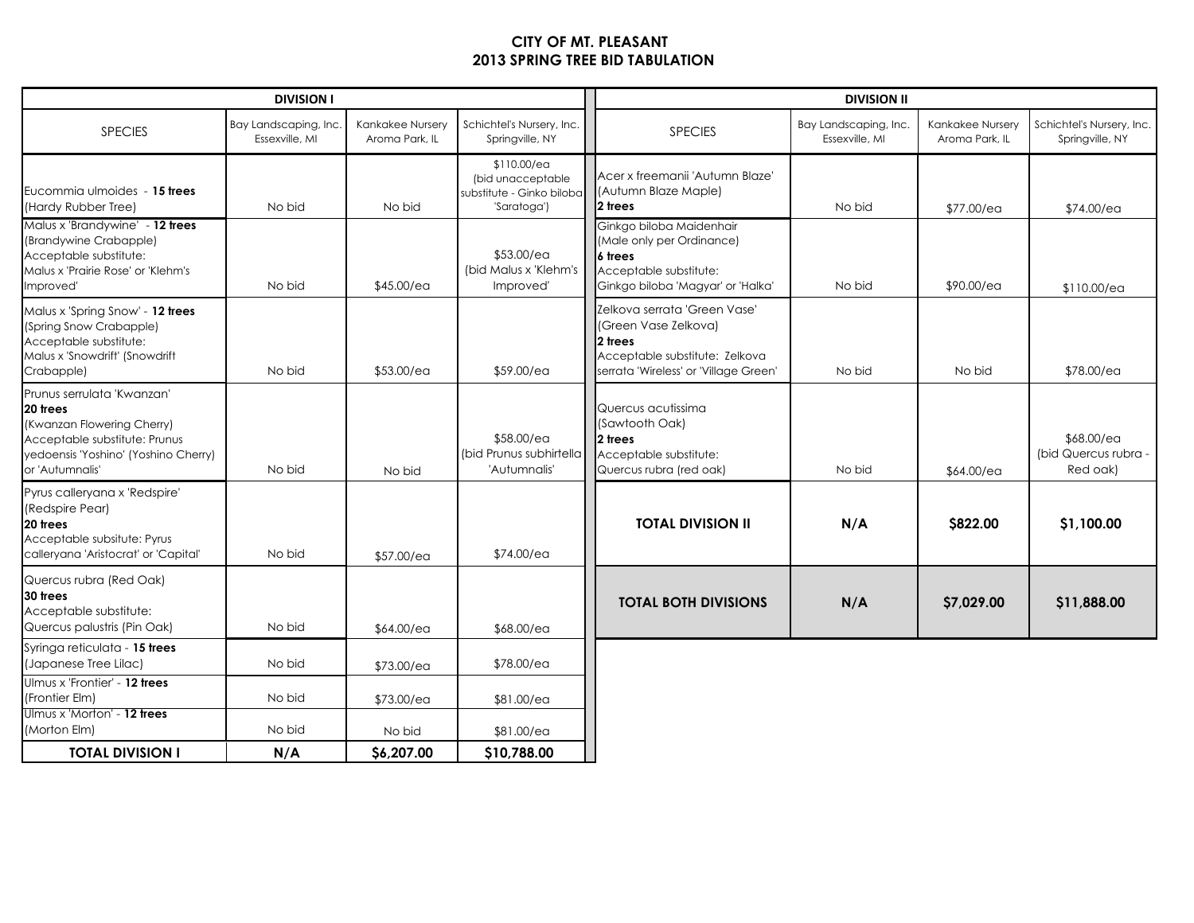# CITY OF MT. PLEASANT
## 2013 SPRING TREE BID TABULATION

**DIVISION I**

| SPECIES | Bay Landscaping, Inc. Essexville, MI | Kankakee Nursery Aroma Park, IL | Schichtel's Nursery, Inc. Springville, NY |
|---|---|---|---|
| Eucommia ulmoides - **15 trees** (Hardy Rubber Tree) | No bid | No bid | $110.00/ea (bid unacceptable substitute - Ginko biloba 'Saratoga') |
| Malus x 'Brandywine' - **12 trees** (Brandywine Crabapple) Acceptable substitute: Malus x 'Prairie Rose' or 'Klehm's Improved' | No bid | $45.00/ea | $53.00/ea (bid Malus x 'Klehm's Improved' |
| Malus x 'Spring Snow' - **12 trees** (Spring Snow Crabapple) Acceptable substitute: Malus x 'Snowdrift' (Snowdrift Crabapple) | No bid | $53.00/ea | $59.00/ea |
| Prunus serrulata 'Kwanzan' **20 trees** (Kwanzan Flowering Cherry) Acceptable substitute: Prunus yedoensis 'Yoshino' (Yoshino Cherry) or 'Autumnalis' | No bid | No bid | $58.00/ea (bid Prunus subhirtella 'Autumnalis' |
| Pyrus calleryana x 'Redspire' (Redspire Pear) **20 trees** Acceptable subsitute: Pyrus calleryana 'Aristocrat' or 'Capital' | No bid | $57.00/ea | $74.00/ea |
| Quercus rubra (Red Oak) **30 trees** Acceptable substitute: Quercus palustris (Pin Oak) | No bid | $64.00/ea | $68.00/ea |
| Syringa reticulata - **15 trees** (Japanese Tree Lilac) | No bid | $73.00/ea | $78.00/ea |
| Ulmus x 'Frontier' - **12 trees** (Frontier Elm) | No bid | $73.00/ea | $81.00/ea |
| Ulmus x 'Morton' - **12 trees** (Morton Elm) | No bid | No bid | $81.00/ea |
| **TOTAL DIVISION I** | **N/A** | **$6,207.00** | **$10,788.00** |

**DIVISION II**

| SPECIES | Bay Landscaping, Inc. Essexville, MI | Kankakee Nursery Aroma Park, IL | Schichtel's Nursery, Inc. Springville, NY |
|---|---|---|---|
| Acer x freemanii 'Autumn Blaze' (Autumn Blaze Maple) **2 trees** | No bid | $77.00/ea | $74.00/ea |
| Ginkgo biloba Maidenhair (Male only per Ordinance) **6 trees** Acceptable substitute: Ginkgo biloba 'Magyar' or 'Halka' | No bid | $90.00/ea | $110.00/ea |
| Zelkova serrata 'Green Vase' (Green Vase Zelkova) **2 trees** Acceptable substitute: Zelkova serrata 'Wireless' or 'Village Green' | No bid | No bid | $78.00/ea |
| Quercus acutissima (Sawtooth Oak) **2 trees** Acceptable substitute: Quercus rubra (red oak) | No bid | $64.00/ea | $68.00/ea (bid Quercus rubra - Red oak) |
| **TOTAL DIVISION II** | **N/A** | **$822.00** | **$1,100.00** |
| **TOTAL BOTH DIVISIONS** | **N/A** | **$7,029.00** | **$11,888.00** |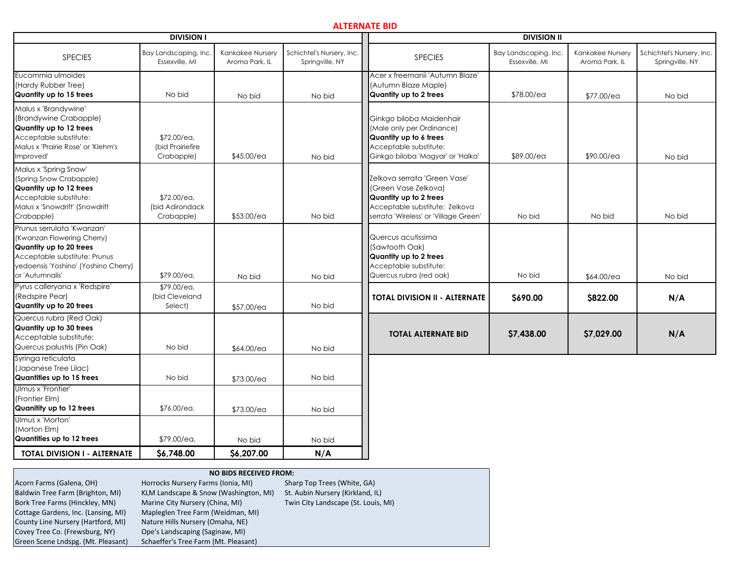## ALTERNATE BID

### DIVISION I

| SPECIES | Bay Landscaping, Inc. Essexville, MI | Kankakee Nursery Aroma Park, IL | Schichtel's Nursery, Inc. Springville, NY |
|---|---|---|---|
| Eucommia ulmoides (Hardy Rubber Tree) **Quantity up to 15 trees** | No bid | No bid | No bid |
| Malus x 'Brandywine' (Brandywine Crabapple) **Quantity up to 12 trees** Acceptable substitute: Malus x 'Prairie Rose' or 'Klehm's Improved' | $72.00/ea, (bid Prairiefire Crabapple) | $45.00/ea | No bid |
| Malus x 'Spring Snow' (Spring Snow Crabapple) **Quantity up to 12 trees** Acceptable substitute: Malus x 'Snowdrift' (Snowdrift Crabapple) | $72.00/ea, (bid Adirondack Crabapple) | $53.00/ea | No bid |
| Prunus serrulata 'Kwanzan' (Kwanzan Flowering Cherry) **Quantity up to 20 trees** Acceptable substitute: Prunus yedoensis 'Yoshino' (Yoshino Cherry) or 'Autumnalis' | $79.00/ea, | No bid | No bid |
| Pyrus calleryana x 'Redspire' (Redspire Pear) **Quantity up to 20 trees** | $79.00/ea, (bid Cleveland Select) | $57.00/ea | No bid |
| Quercus rubra (Red Oak) **Quantity up to 30 trees** Acceptable substitute: Quercus palustris (Pin Oak) | No bid | $64.00/ea | No bid |
| Syringa reticulata (Japanese Tree Lilac) **Quantities up to 15 trees** | No bid | $73.00/ea | No bid |
| Ulmus x 'Frontier' (Frontier Elm) **Quanitity up to 12 trees** | $76.00/ea, | $73.00/ea | No bid |
| Ulmus x 'Morton' (Morton Elm) **Quantities up to 12 trees** | $79.00/ea, | No bid | No bid |
| **TOTAL DIVISION I - ALTERNATE** | **$6,748.00** | **$6,207.00** | **N/A** |

### DIVISION II

| SPECIES | Bay Landscaping, Inc. Essexville, MI | Kankakee Nursery Aroma Park, IL | Schichtel's Nursery, Inc. Springville, NY |
|---|---|---|---|
| Acer x freemanii 'Autumn Blaze' (Autumn Blaze Maple) **Quantity up to 2 trees** | $78.00/ea | $77.00/ea | No bid |
| Ginkgo biloba Maidenhair (Male only per Ordinance) **Quantity up to 6 trees** Acceptable substitute: Ginkgo biloba 'Magyar' or 'Halka' | $89.00/ea | $90.00/ea | No bid |
| Zelkova serrata 'Green Vase' (Green Vase Zelkova) **Quantity up to 2 trees** Acceptable substitute: Zelkova serrata 'Wireless' or 'Village Green' | No bid | No bid | No bid |
| Quercus acutissima (Sawtooth Oak) **Quantity up to 2 trees** Acceptable substitute: Quercus rubra (red oak) | No bid | $64.00/ea | No bid |
| **TOTAL DIVISION II - ALTERNATE** | **$690.00** | **$822.00** | **N/A** |
| **TOTAL ALTERNATE BID** | **$7,438.00** | **$7,029.00** | **N/A** |

**NO BIDS RECEIVED FROM:**

| | | |
|---|---|---|
| Acorn Farms (Galena, OH) | Horrocks Nursery Farms (Ionia, MI) | Sharp Top Trees (White, GA) |
| Baldwin Tree Farm (Brighton, MI) | KLM Landscape & Snow (Washington, MI) | St. Aubin Nursery (Kirkland, IL) |
| Bork Tree Farms (Hinckley, MN) | Marine City Nursery (China, MI) | Twin City Landscape (St. Louis, MI) |
| Cottage Gardens, Inc. (Lansing, MI) | Mapleglen Tree Farm (Weidman, MI) | |
| County Line Nursery (Hartford, MI) | Nature Hills Nursery (Omaha, NE) | |
| Covey Tree Co. (Frewsburg, NY) | Ope's Landscaping (Saginaw, MI) | |
| Green Scene Lndspg. (Mt. Pleasant) | Schaeffer's Tree Farm (Mt. Pleasant) | |